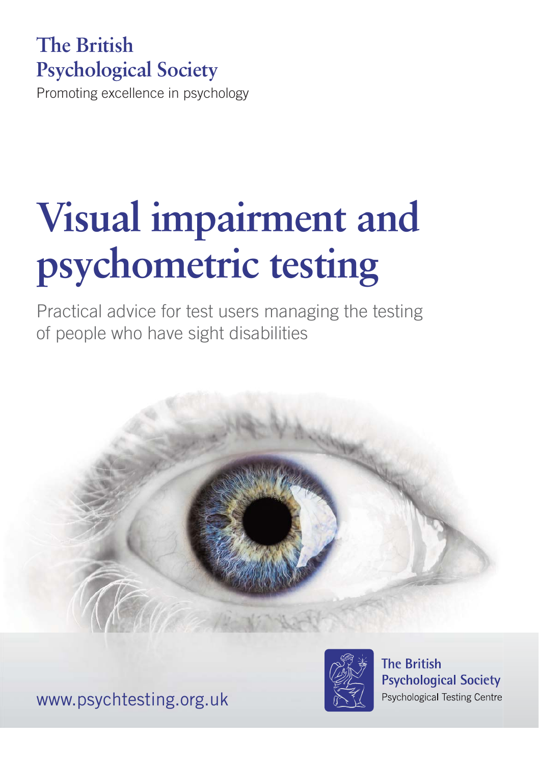The British Psychological Society

Promoting excellence in psychology

# Visual impairment and psychometric testing

Practical advice for test users managing the testing of people who have sight disabilities

www.psychtesting.org.uk

The British Psychological Society

Psychological Testing Centre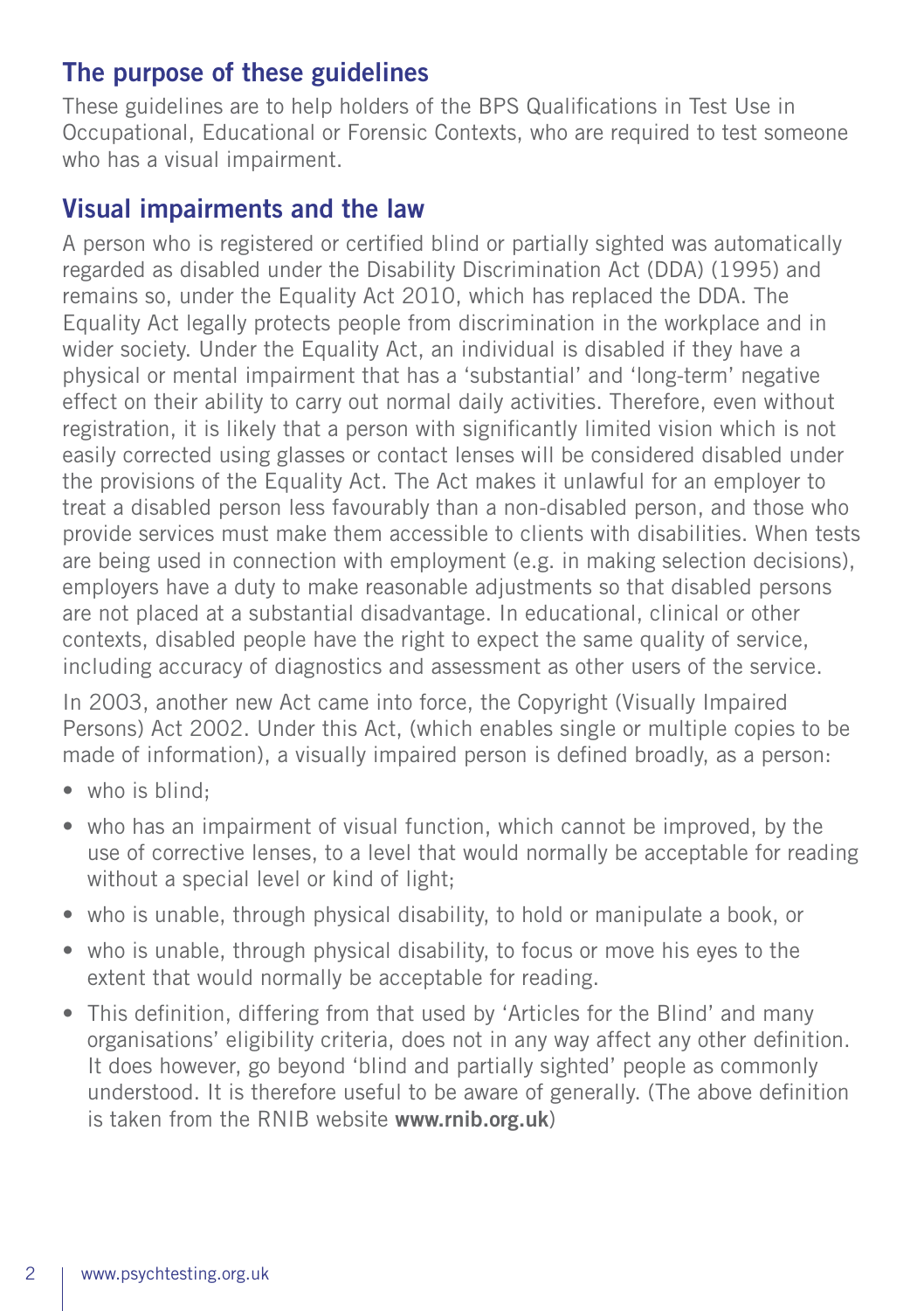## The purpose of these guidelines

These guidelines are to help holders of the BPS Qualifications in Test Use in Occupational, Educational or Forensic Contexts, who are required to test someone who has a visual impairment.

## Visual impairments and the law

A person who is registered or certified blind or partially sighted was automatically regarded as disabled under the Disability Discrimination Act (DDA) (1995) and remains so, under the Equality Act 2010, which has replaced the DDA. The Equality Act legally protects people from discrimination in the workplace and in wider society. Under the Equality Act, an individual is disabled if they have a physical or mental impairment that has a 'substantial' and 'long-term' negative effect on their ability to carry out normal daily activities. Therefore, even without registration, it is likely that a person with significantly limited vision which is not easily corrected using glasses or contact lenses will be considered disabled under the provisions of the Equality Act. The Act makes it unlawful for an employer to treat a disabled person less favourably than a non-disabled person, and those who provide services must make them accessible to clients with disabilities. When tests are being used in connection with employment (e.g. in making selection decisions), employers have a duty to make reasonable adjustments so that disabled persons are not placed at a substantial disadvantage. In educational, clinical or other contexts, disabled people have the right to expect the same quality of service, including accuracy of diagnostics and assessment as other users of the service.

In 2003, another new Act came into force, the Copyright (Visually Impaired Persons) Act 2002. Under this Act, (which enables single or multiple copies to be made of information), a visually impaired person is defined broadly, as a person:

- who is blind;
- who has an impairment of visual function, which cannot be improved, by the use of corrective lenses, to a level that would normally be acceptable for reading without a special level or kind of light;
- who is unable, through physical disability, to hold or manipulate a book, or
- who is unable, through physical disability, to focus or move his eyes to the extent that would normally be acceptable for reading.
- This definition, differing from that used by 'Articles for the Blind' and many organisations' eligibility criteria, does not in any way affect any other definition. It does however, go beyond 'blind and partially sighted' people as commonly understood. It is therefore useful to be aware of generally. (The above definition is taken from the RNIB website **www.rnib.org.uk**)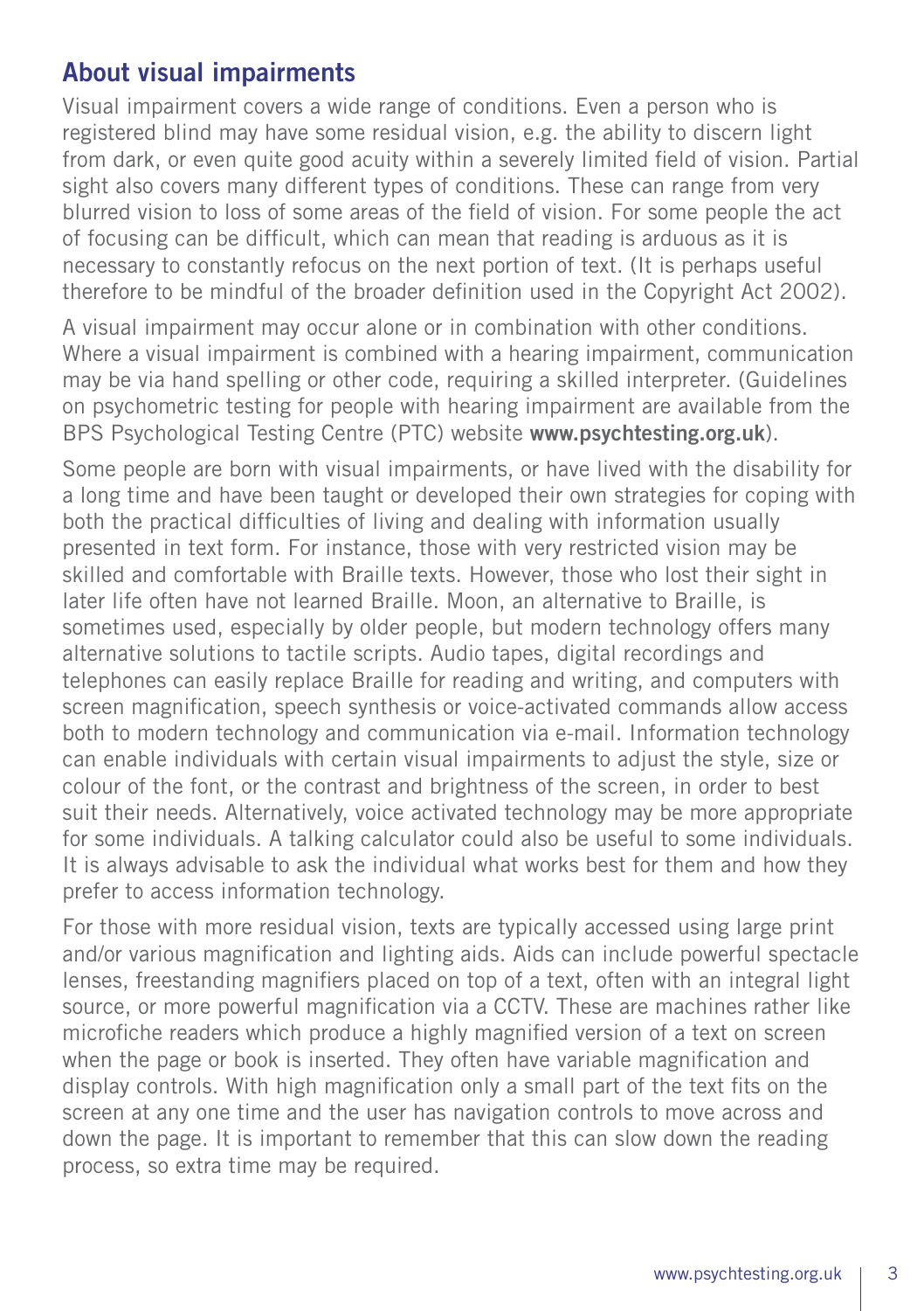## About visual impairments

Visual impairment covers a wide range of conditions. Even a person who is registered blind may have some residual vision, e.g. the ability to discern light from dark, or even quite good acuity within a severely limited field of vision. Partial sight also covers many different types of conditions. These can range from very blurred vision to loss of some areas of the field of vision. For some people the act of focusing can be difficult, which can mean that reading is arduous as it is necessary to constantly refocus on the next portion of text. (It is perhaps useful therefore to be mindful of the broader definition used in the Copyright Act 2002).

A visual impairment may occur alone or in combination with other conditions. Where a visual impairment is combined with a hearing impairment, communication may be via hand spelling or other code, requiring a skilled interpreter. (Guidelines on psychometric testing for people with hearing impairment are available from the BPS Psychological Testing Centre (PTC) website **www.psychtesting.org.uk**).

Some people are born with visual impairments, or have lived with the disability for a long time and have been taught or developed their own strategies for coping with both the practical difficulties of living and dealing with information usually presented in text form. For instance, those with very restricted vision may be skilled and comfortable with Braille texts. However, those who lost their sight in later life often have not learned Braille. Moon, an alternative to Braille, is sometimes used, especially by older people, but modern technology offers many alternative solutions to tactile scripts. Audio tapes, digital recordings and telephones can easily replace Braille for reading and writing, and computers with screen magnification, speech synthesis or voice-activated commands allow access both to modern technology and communication via e-mail. Information technology can enable individuals with certain visual impairments to adjust the style, size or colour of the font, or the contrast and brightness of the screen, in order to best suit their needs. Alternatively, voice activated technology may be more appropriate for some individuals. A talking calculator could also be useful to some individuals. It is always advisable to ask the individual what works best for them and how they prefer to access information technology.

For those with more residual vision, texts are typically accessed using large print and/or various magnification and lighting aids. Aids can include powerful spectacle lenses, freestanding magnifiers placed on top of a text, often with an integral light source, or more powerful magnification via a CCTV. These are machines rather like microfiche readers which produce a highly magnified version of a text on screen when the page or book is inserted. They often have variable magnification and display controls. With high magnification only a small part of the text fits on the screen at any one time and the user has navigation controls to move across and down the page. It is important to remember that this can slow down the reading process, so extra time may be required.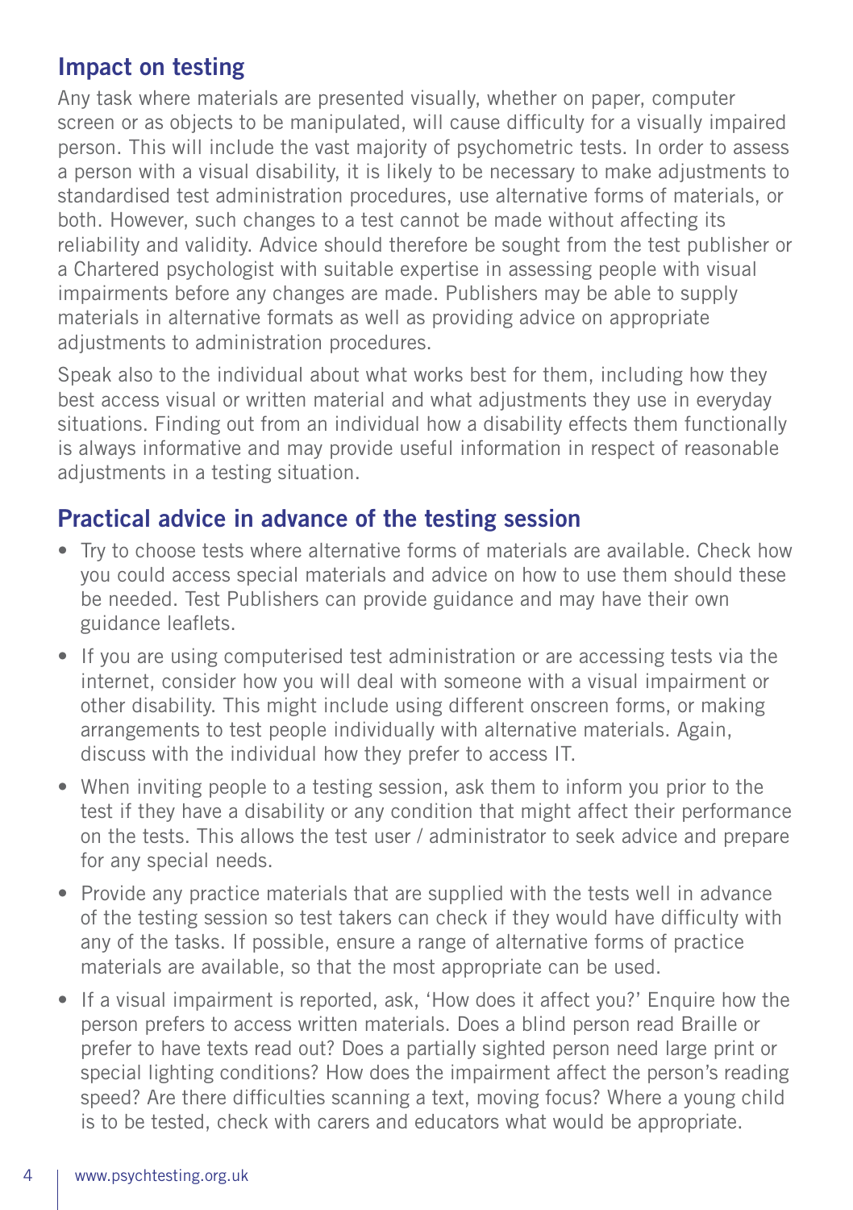## Impact on testing

Any task where materials are presented visually, whether on paper, computer screen or as objects to be manipulated, will cause difficulty for a visually impaired person. This will include the vast majority of psychometric tests. In order to assess a person with a visual disability, it is likely to be necessary to make adjustments to standardised test administration procedures, use alternative forms of materials, or both. However, such changes to a test cannot be made without affecting its reliability and validity. Advice should therefore be sought from the test publisher or a Chartered psychologist with suitable expertise in assessing people with visual impairments before any changes are made. Publishers may be able to supply materials in alternative formats as well as providing advice on appropriate adjustments to administration procedures.

Speak also to the individual about what works best for them, including how they best access visual or written material and what adjustments they use in everyday situations. Finding out from an individual how a disability effects them functionally is always informative and may provide useful information in respect of reasonable adjustments in a testing situation.

## Practical advice in advance of the testing session

- Try to choose tests where alternative forms of materials are available. Check how you could access special materials and advice on how to use them should these be needed. Test Publishers can provide guidance and may have their own guidance leaflets.
- If you are using computerised test administration or are accessing tests via the internet, consider how you will deal with someone with a visual impairment or other disability. This might include using different onscreen forms, or making arrangements to test people individually with alternative materials. Again, discuss with the individual how they prefer to access IT.
- When inviting people to a testing session, ask them to inform you prior to the test if they have a disability or any condition that might affect their performance on the tests. This allows the test user / administrator to seek advice and prepare for any special needs.
- Provide any practice materials that are supplied with the tests well in advance of the testing session so test takers can check if they would have difficulty with any of the tasks. If possible, ensure a range of alternative forms of practice materials are available, so that the most appropriate can be used.
- If a visual impairment is reported, ask, 'How does it affect you?' Enquire how the person prefers to access written materials. Does a blind person read Braille or prefer to have texts read out? Does a partially sighted person need large print or special lighting conditions? How does the impairment affect the person's reading speed? Are there difficulties scanning a text, moving focus? Where a young child is to be tested, check with carers and educators what would be appropriate.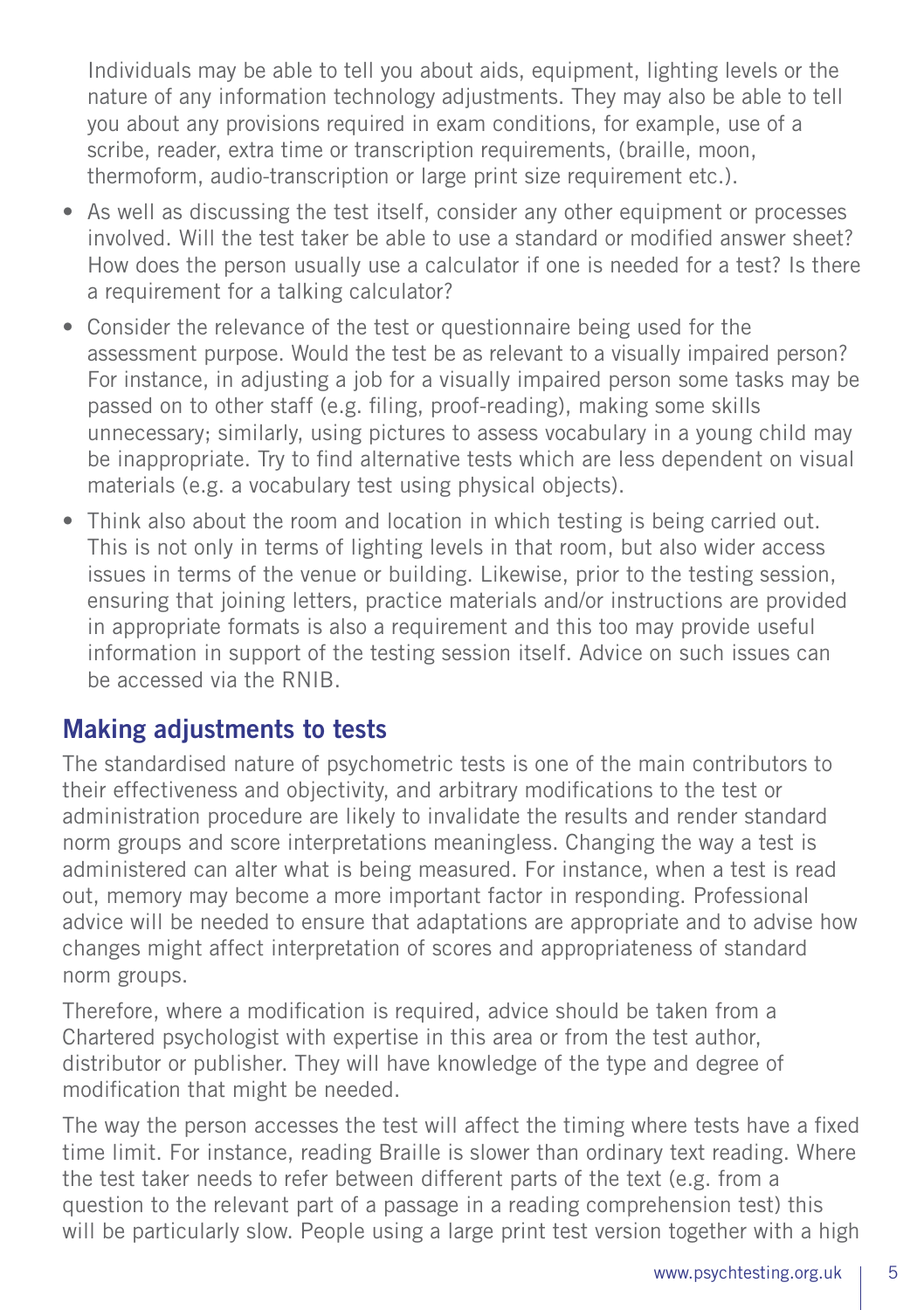Individuals may be able to tell you about aids, equipment, lighting levels or the nature of any information technology adjustments. They may also be able to tell you about any provisions required in exam conditions, for example, use of a scribe, reader, extra time or transcription requirements, (braille, moon, thermoform, audio-transcription or large print size requirement etc.).

- As well as discussing the test itself, consider any other equipment or processes involved. Will the test taker be able to use a standard or modified answer sheet? How does the person usually use a calculator if one is needed for a test? Is there a requirement for a talking calculator?
- Consider the relevance of the test or questionnaire being used for the assessment purpose. Would the test be as relevant to a visually impaired person? For instance, in adjusting a job for a visually impaired person some tasks may be passed on to other staff (e.g. filing, proof-reading), making some skills unnecessary; similarly, using pictures to assess vocabulary in a young child may be inappropriate. Try to find alternative tests which are less dependent on visual materials (e.g. a vocabulary test using physical objects).
- Think also about the room and location in which testing is being carried out. This is not only in terms of lighting levels in that room, but also wider access issues in terms of the venue or building. Likewise, prior to the testing session, ensuring that joining letters, practice materials and/or instructions are provided in appropriate formats is also a requirement and this too may provide useful information in support of the testing session itself. Advice on such issues can be accessed via the RNIB.

## Making adjustments to tests

The standardised nature of psychometric tests is one of the main contributors to their effectiveness and objectivity, and arbitrary modifications to the test or administration procedure are likely to invalidate the results and render standard norm groups and score interpretations meaningless. Changing the way a test is administered can alter what is being measured. For instance, when a test is read out, memory may become a more important factor in responding. Professional advice will be needed to ensure that adaptations are appropriate and to advise how changes might affect interpretation of scores and appropriateness of standard norm groups.

Therefore, where a modification is required, advice should be taken from a Chartered psychologist with expertise in this area or from the test author, distributor or publisher. They will have knowledge of the type and degree of modification that might be needed.

The way the person accesses the test will affect the timing where tests have a fixed time limit. For instance, reading Braille is slower than ordinary text reading. Where the test taker needs to refer between different parts of the text (e.g. from a question to the relevant part of a passage in a reading comprehension test) this will be particularly slow. People using a large print test version together with a high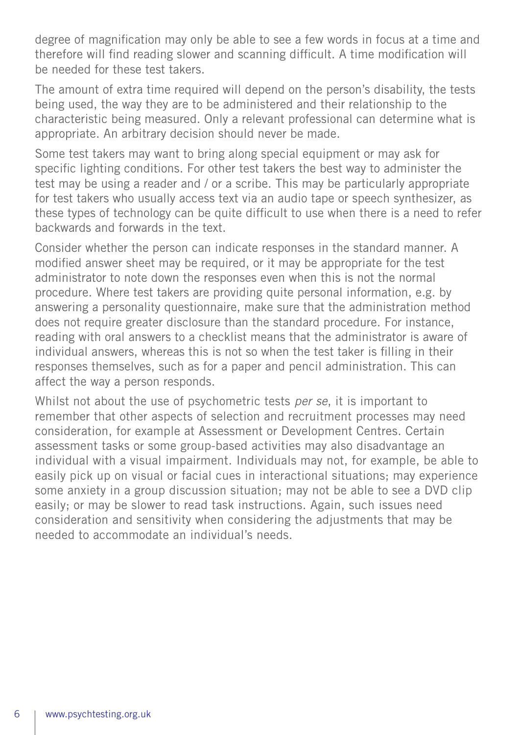degree of magnification may only be able to see a few words in focus at a time and therefore will find reading slower and scanning difficult. A time modification will be needed for these test takers.

The amount of extra time required will depend on the person's disability, the tests being used, the way they are to be administered and their relationship to the characteristic being measured. Only a relevant professional can determine what is appropriate. An arbitrary decision should never be made.

Some test takers may want to bring along special equipment or may ask for specific lighting conditions. For other test takers the best way to administer the test may be using a reader and / or a scribe. This may be particularly appropriate for test takers who usually access text via an audio tape or speech synthesizer, as these types of technology can be quite difficult to use when there is a need to refer backwards and forwards in the text.

Consider whether the person can indicate responses in the standard manner. A modified answer sheet may be required, or it may be appropriate for the test administrator to note down the responses even when this is not the normal procedure. Where test takers are providing quite personal information, e.g. by answering a personality questionnaire, make sure that the administration method does not require greater disclosure than the standard procedure. For instance, reading with oral answers to a checklist means that the administrator is aware of individual answers, whereas this is not so when the test taker is filling in their responses themselves, such as for a paper and pencil administration. This can affect the way a person responds.

Whilst not about the use of psychometric tests *per se*, it is important to remember that other aspects of selection and recruitment processes may need consideration, for example at Assessment or Development Centres. Certain assessment tasks or some group-based activities may also disadvantage an individual with a visual impairment. Individuals may not, for example, be able to easily pick up on visual or facial cues in interactional situations; may experience some anxiety in a group discussion situation; may not be able to see a DVD clip easily; or may be slower to read task instructions. Again, such issues need consideration and sensitivity when considering the adjustments that may be needed to accommodate an individual's needs.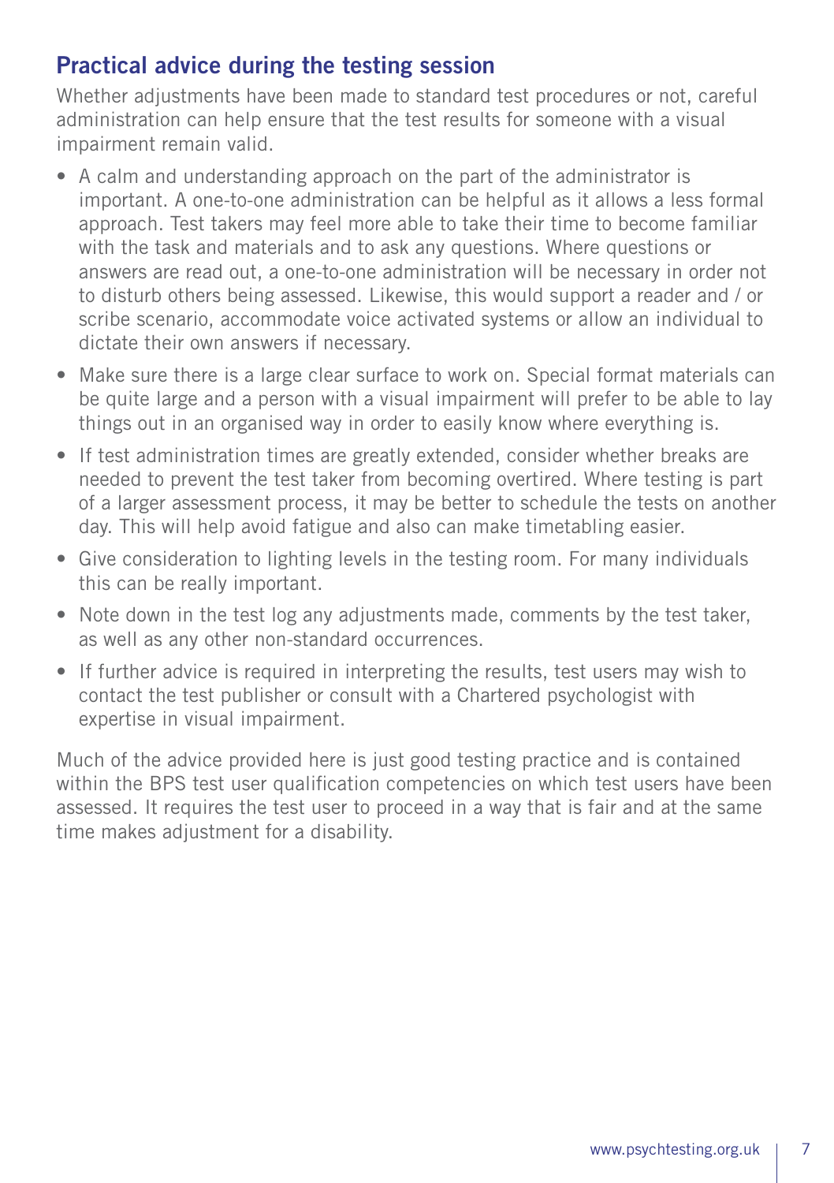## Practical advice during the testing session

Whether adjustments have been made to standard test procedures or not, careful administration can help ensure that the test results for someone with a visual impairment remain valid.

- A calm and understanding approach on the part of the administrator is important. A one-to-one administration can be helpful as it allows a less formal approach. Test takers may feel more able to take their time to become familiar with the task and materials and to ask any questions. Where questions or answers are read out, a one-to-one administration will be necessary in order not to disturb others being assessed. Likewise, this would support a reader and / or scribe scenario, accommodate voice activated systems or allow an individual to dictate their own answers if necessary.
- Make sure there is a large clear surface to work on. Special format materials can be quite large and a person with a visual impairment will prefer to be able to lay things out in an organised way in order to easily know where everything is.
- If test administration times are greatly extended, consider whether breaks are needed to prevent the test taker from becoming overtired. Where testing is part of a larger assessment process, it may be better to schedule the tests on another day. This will help avoid fatigue and also can make timetabling easier.
- Give consideration to lighting levels in the testing room. For many individuals this can be really important.
- Note down in the test log any adjustments made, comments by the test taker, as well as any other non-standard occurrences.
- If further advice is required in interpreting the results, test users may wish to contact the test publisher or consult with a Chartered psychologist with expertise in visual impairment.

Much of the advice provided here is just good testing practice and is contained within the BPS test user qualification competencies on which test users have been assessed. It requires the test user to proceed in a way that is fair and at the same time makes adjustment for a disability.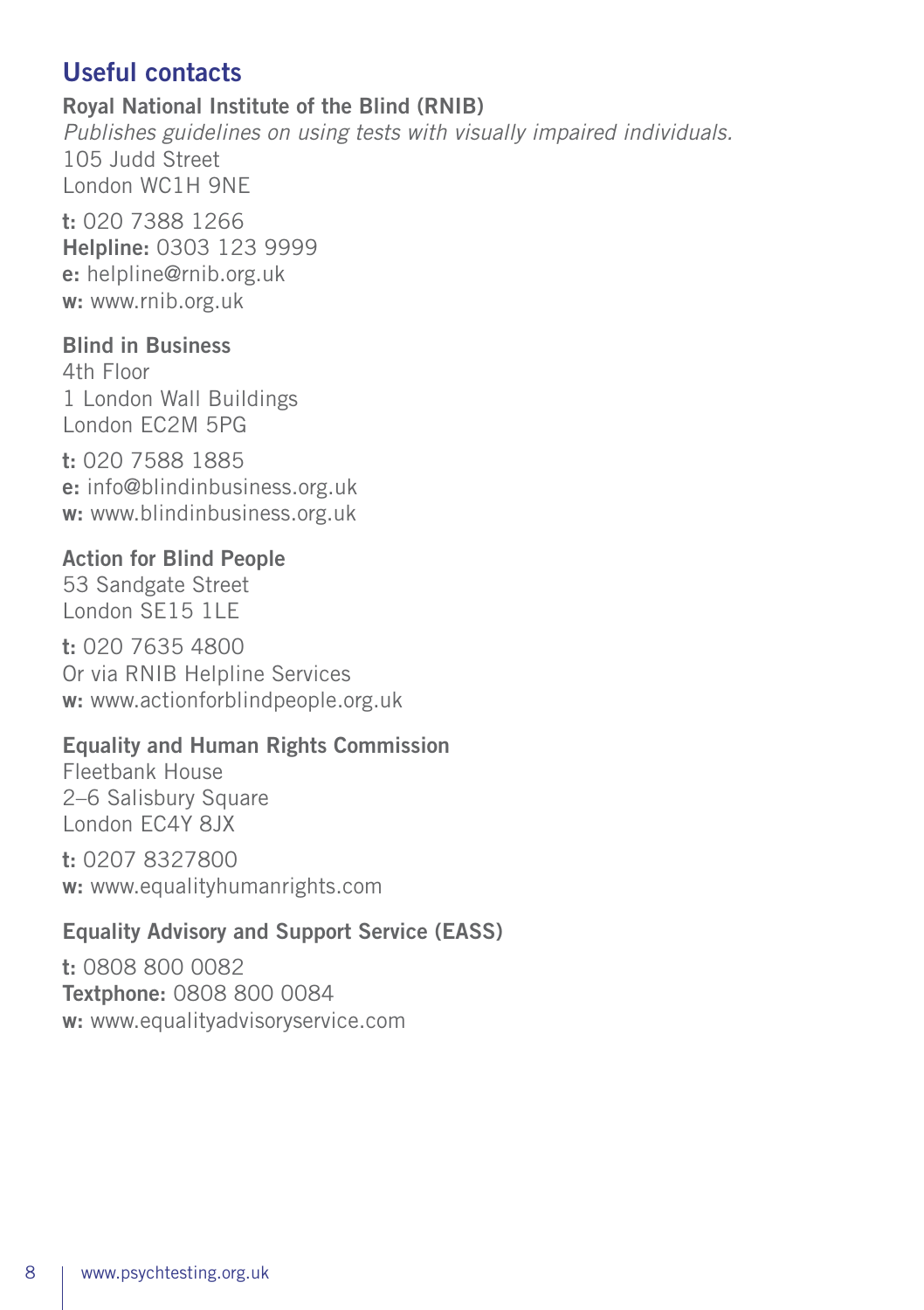## Useful contacts

**Royal National Institute of the Blind (RNIB)**
*Publishes guidelines on using tests with visually impaired individuals.*
105 Judd Street
London WC1H 9NE

**t:** 020 7388 1266
**Helpline:** 0303 123 9999
**e:** helpline@rnib.org.uk
**w:** www.rnib.org.uk

**Blind in Business**
4th Floor
1 London Wall Buildings
London EC2M 5PG

**t:** 020 7588 1885
**e:** info@blindinbusiness.org.uk
**w:** www.blindinbusiness.org.uk

**Action for Blind People**
53 Sandgate Street
London SE15 1LE

**t:** 020 7635 4800
Or via RNIB Helpline Services
**w:** www.actionforblindpeople.org.uk

**Equality and Human Rights Commission**
Fleetbank House
2–6 Salisbury Square
London EC4Y 8JX

**t:** 0207 8327800
**w:** www.equalityhumanrights.com

**Equality Advisory and Support Service (EASS)**

**t:** 0808 800 0082
**Textphone:** 0808 800 0084
**w:** www.equalityadvisoryservice.com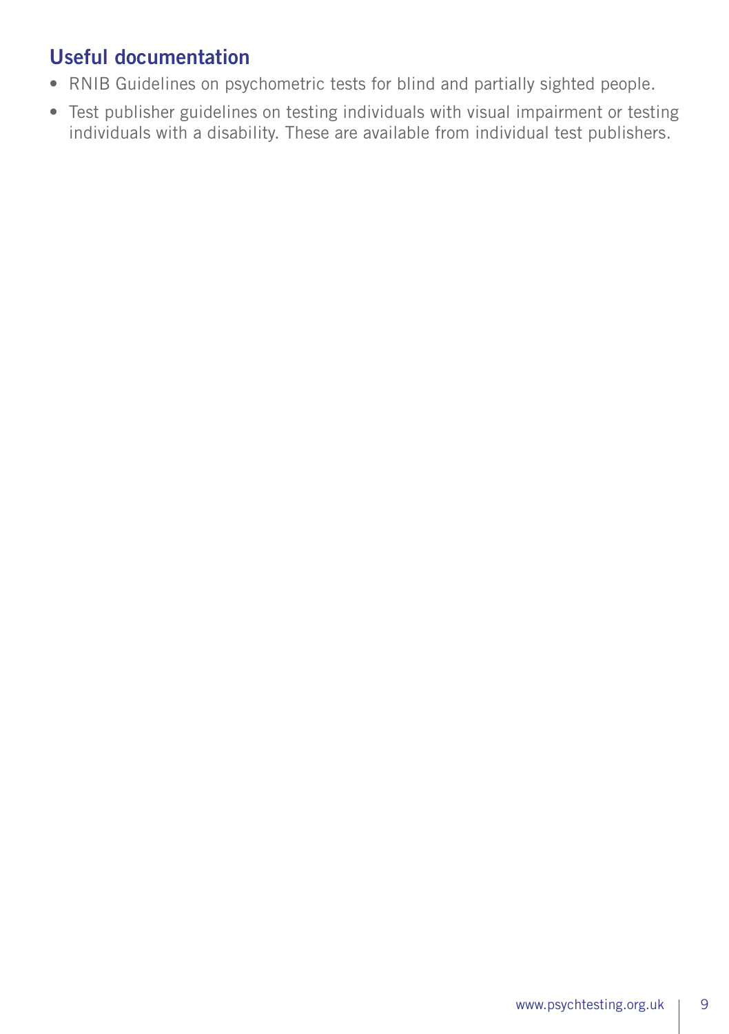## Useful documentation

- RNIB Guidelines on psychometric tests for blind and partially sighted people.
- Test publisher guidelines on testing individuals with visual impairment or testing individuals with a disability. These are available from individual test publishers.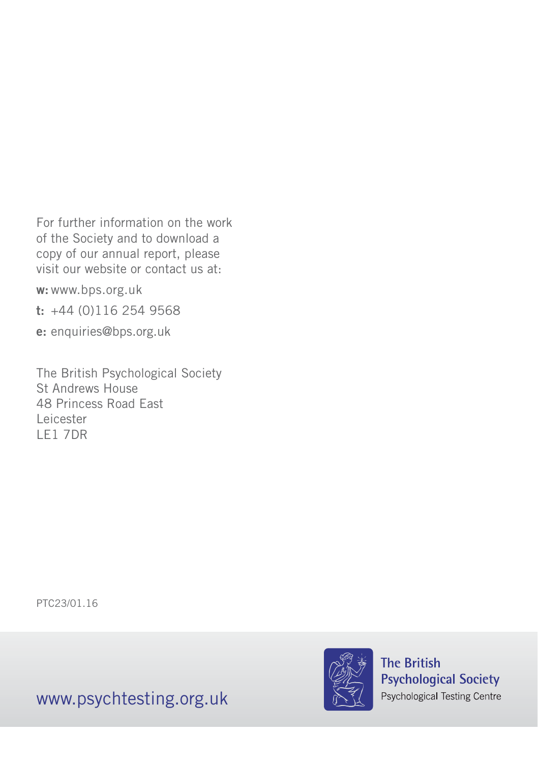For further information on the work of the Society and to download a copy of our annual report, please visit our website or contact us at:

**w:** www.bps.org.uk

**t:** +44 (0)116 254 9568

**e:** enquiries@bps.org.uk

The British Psychological Society
St Andrews House
48 Princess Road East
Leicester
LE1 7DR

PTC23/01.16

www.psychtesting.org.uk

The British Psychological Society
Psychological Testing Centre